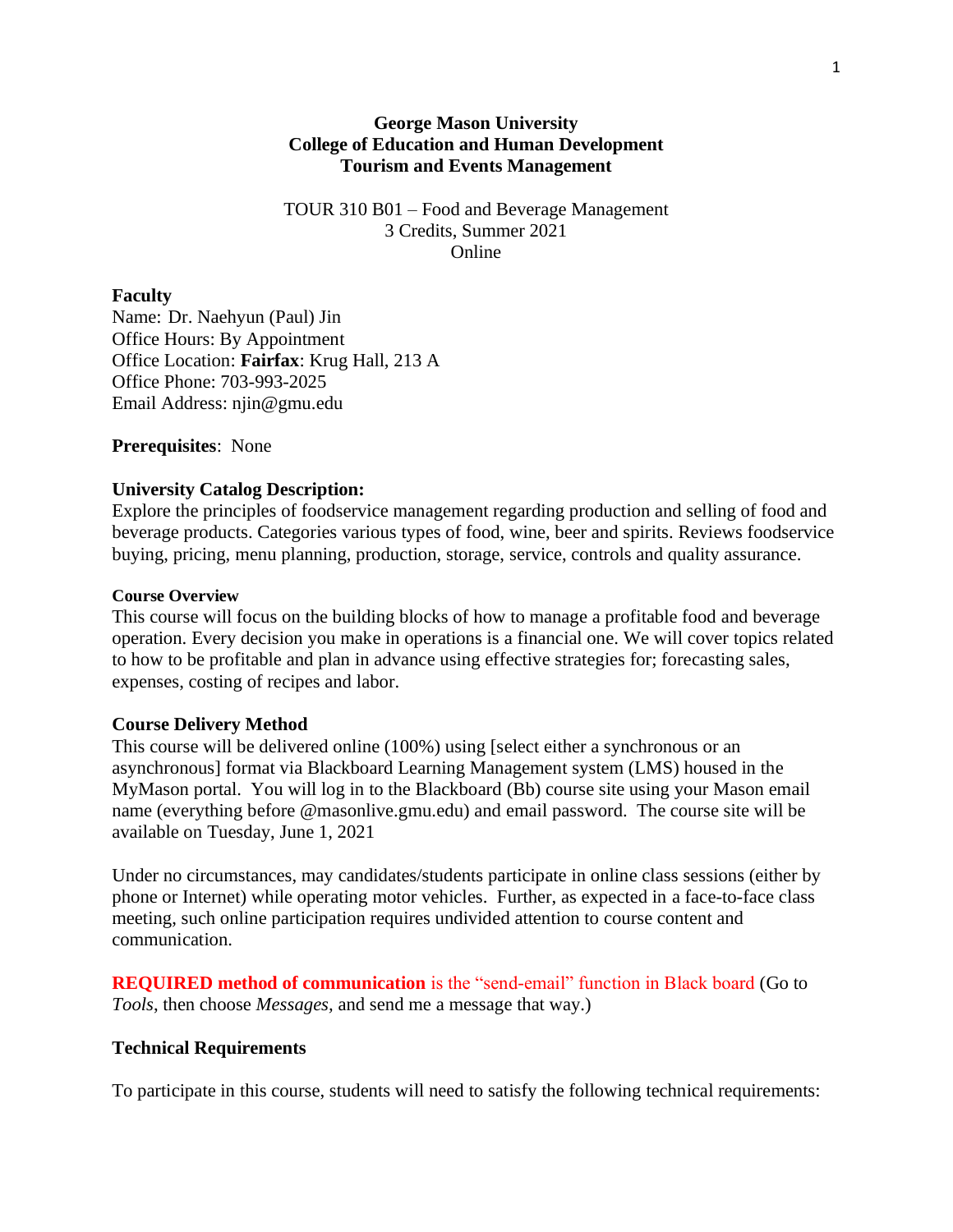**George Mason University**
**College of Education and Human Development**
**Tourism and Events Management**

TOUR 310 B01 – Food and Beverage Management
3 Credits, Summer 2021
Online

**Faculty**
Name: Dr. Naehyun (Paul) Jin
Office Hours: By Appointment
Office Location: **Fairfax**: Krug Hall, 213 A
Office Phone: 703-993-2025
Email Address: njin@gmu.edu

**Prerequisites**: None

**University Catalog Description:**
Explore the principles of foodservice management regarding production and selling of food and beverage products. Categories various types of food, wine, beer and spirits. Reviews foodservice buying, pricing, menu planning, production, storage, service, controls and quality assurance.

**Course Overview**
This course will focus on the building blocks of how to manage a profitable food and beverage operation. Every decision you make in operations is a financial one. We will cover topics related to how to be profitable and plan in advance using effective strategies for; forecasting sales, expenses, costing of recipes and labor.

**Course Delivery Method**
This course will be delivered online (100%) using [select either a synchronous or an asynchronous] format via Blackboard Learning Management system (LMS) housed in the MyMason portal. You will log in to the Blackboard (Bb) course site using your Mason email name (everything before @masonlive.gmu.edu) and email password. The course site will be available on Tuesday, June 1, 2021

Under no circumstances, may candidates/students participate in online class sessions (either by phone or Internet) while operating motor vehicles. Further, as expected in a face-to-face class meeting, such online participation requires undivided attention to course content and communication.

**REQUIRED method of communication** is the "send-email" function in Black board (Go to *Tools*, then choose *Messages*, and send me a message that way.)

**Technical Requirements**

To participate in this course, students will need to satisfy the following technical requirements: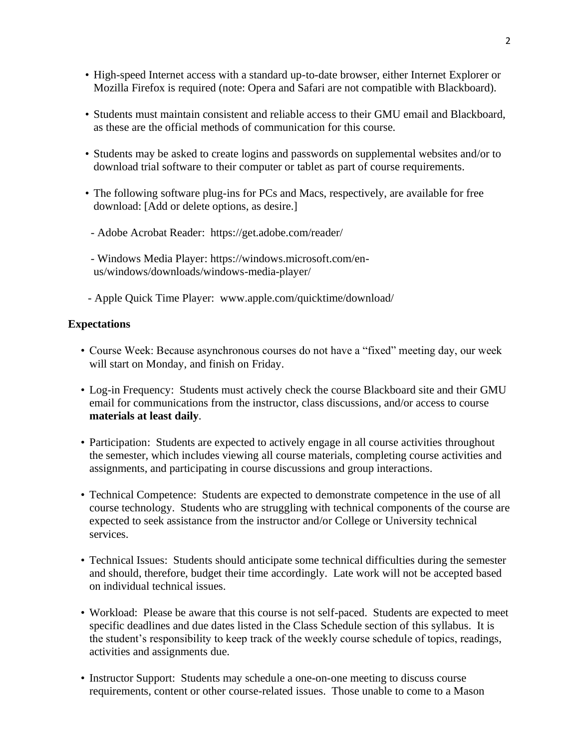- High-speed Internet access with a standard up-to-date browser, either Internet Explorer or Mozilla Firefox is required (note: Opera and Safari are not compatible with Blackboard).

- Students must maintain consistent and reliable access to their GMU email and Blackboard, as these are the official methods of communication for this course.

- Students may be asked to create logins and passwords on supplemental websites and/or to download trial software to their computer or tablet as part of course requirements.

- The following software plug-ins for PCs and Macs, respectively, are available for free download: [Add or delete options, as desire.]

  - Adobe Acrobat Reader: https://get.adobe.com/reader/

  - Windows Media Player: https://windows.microsoft.com/en-us/windows/downloads/windows-media-player/

  - Apple Quick Time Player: www.apple.com/quicktime/download/

### Expectations

- Course Week: Because asynchronous courses do not have a "fixed" meeting day, our week will start on Monday, and finish on Friday.

- Log-in Frequency: Students must actively check the course Blackboard site and their GMU email for communications from the instructor, class discussions, and/or access to course **materials at least daily**.

- Participation: Students are expected to actively engage in all course activities throughout the semester, which includes viewing all course materials, completing course activities and assignments, and participating in course discussions and group interactions.

- Technical Competence: Students are expected to demonstrate competence in the use of all course technology. Students who are struggling with technical components of the course are expected to seek assistance from the instructor and/or College or University technical services.

- Technical Issues: Students should anticipate some technical difficulties during the semester and should, therefore, budget their time accordingly. Late work will not be accepted based on individual technical issues.

- Workload: Please be aware that this course is not self-paced. Students are expected to meet specific deadlines and due dates listed in the Class Schedule section of this syllabus. It is the student's responsibility to keep track of the weekly course schedule of topics, readings, activities and assignments due.

- Instructor Support: Students may schedule a one-on-one meeting to discuss course requirements, content or other course-related issues. Those unable to come to a Mason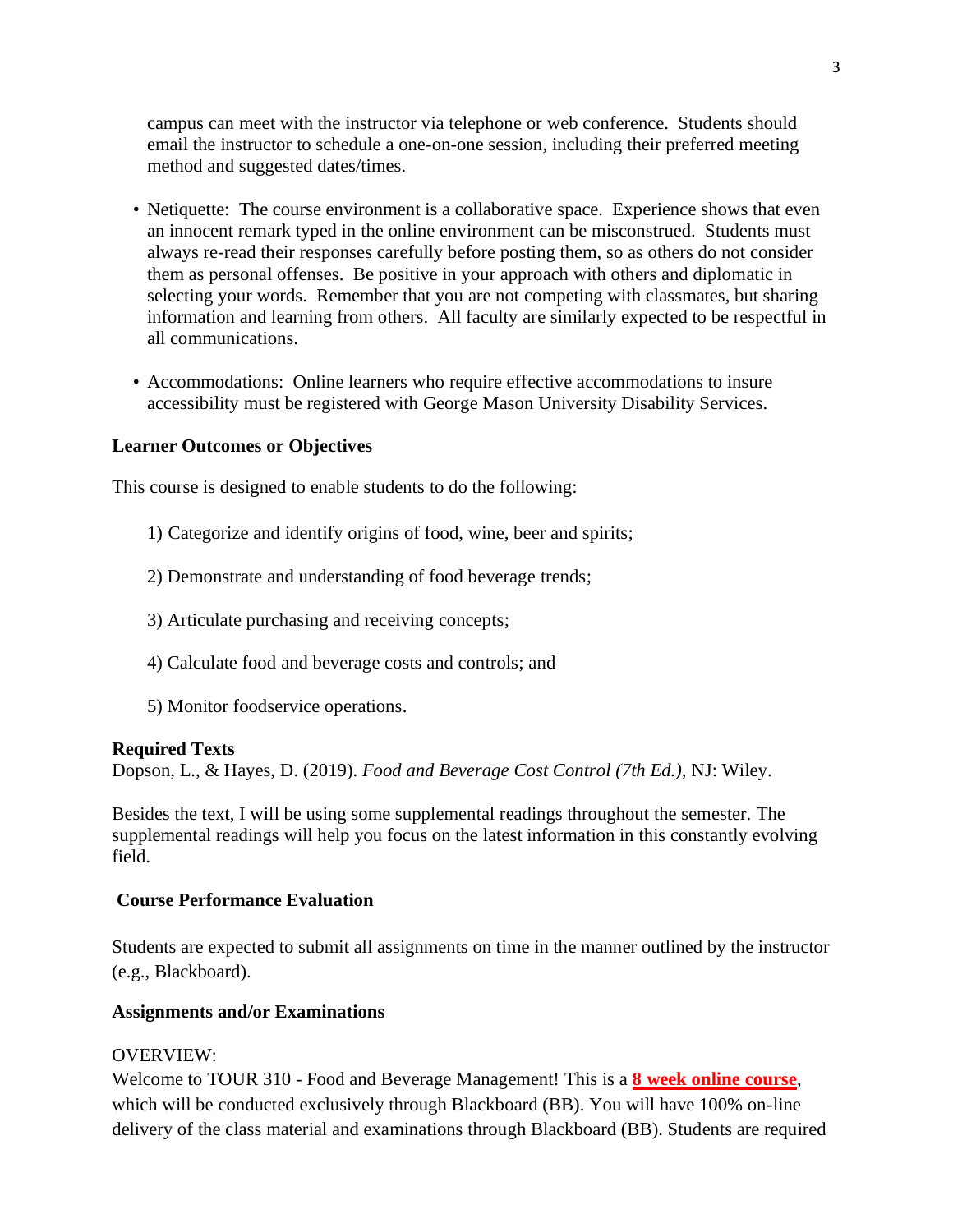campus can meet with the instructor via telephone or web conference. Students should email the instructor to schedule a one-on-one session, including their preferred meeting method and suggested dates/times.

- Netiquette: The course environment is a collaborative space. Experience shows that even an innocent remark typed in the online environment can be misconstrued. Students must always re-read their responses carefully before posting them, so as others do not consider them as personal offenses. Be positive in your approach with others and diplomatic in selecting your words. Remember that you are not competing with classmates, but sharing information and learning from others. All faculty are similarly expected to be respectful in all communications.

- Accommodations: Online learners who require effective accommodations to insure accessibility must be registered with George Mason University Disability Services.

**Learner Outcomes or Objectives**

This course is designed to enable students to do the following:

1) Categorize and identify origins of food, wine, beer and spirits;

2) Demonstrate and understanding of food beverage trends;

3) Articulate purchasing and receiving concepts;

4) Calculate food and beverage costs and controls; and

5) Monitor foodservice operations.

**Required Texts**

Dopson, L., & Hayes, D. (2019). *Food and Beverage Cost Control (7th Ed.),* NJ: Wiley.

Besides the text, I will be using some supplemental readings throughout the semester. The supplemental readings will help you focus on the latest information in this constantly evolving field.

**Course Performance Evaluation**

Students are expected to submit all assignments on time in the manner outlined by the instructor (e.g., Blackboard).

**Assignments and/or Examinations**

OVERVIEW:

Welcome to TOUR 310 - Food and Beverage Management! This is a **8 week online course**, which will be conducted exclusively through Blackboard (BB). You will have 100% on-line delivery of the class material and examinations through Blackboard (BB). Students are required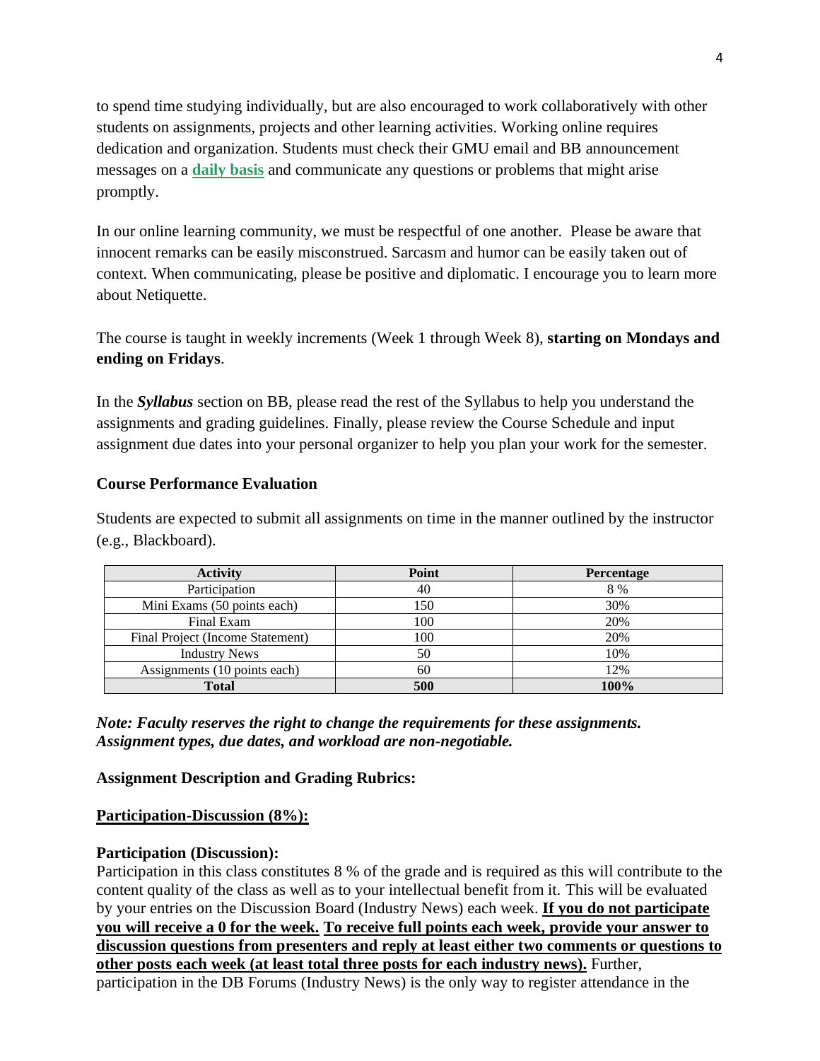to spend time studying individually, but are also encouraged to work collaboratively with other students on assignments, projects and other learning activities. Working online requires dedication and organization. Students must check their GMU email and BB announcement messages on a **daily basis** and communicate any questions or problems that might arise promptly.

In our online learning community, we must be respectful of one another. Please be aware that innocent remarks can be easily misconstrued. Sarcasm and humor can be easily taken out of context. When communicating, please be positive and diplomatic. I encourage you to learn more about Netiquette.

The course is taught in weekly increments (Week 1 through Week 8), **starting on Mondays and ending on Fridays**.

In the ***Syllabus*** section on BB, please read the rest of the Syllabus to help you understand the assignments and grading guidelines. Finally, please review the Course Schedule and input assignment due dates into your personal organizer to help you plan your work for the semester.

**Course Performance Evaluation**

Students are expected to submit all assignments on time in the manner outlined by the instructor (e.g., Blackboard).

| Activity | Point | Percentage |
|---|---|---|
| Participation | 40 | 8 % |
| Mini Exams (50 points each) | 150 | 30% |
| Final Exam | 100 | 20% |
| Final Project (Income Statement) | 100 | 20% |
| Industry News | 50 | 10% |
| Assignments (10 points each) | 60 | 12% |
| **Total** | **500** | **100%** |

***Note: Faculty reserves the right to change the requirements for these assignments. Assignment types, due dates, and workload are non-negotiable.***

**Assignment Description and Grading Rubrics:**

**Participation-Discussion (8%):**

**Participation (Discussion):**
Participation in this class constitutes 8 % of the grade and is required as this will contribute to the content quality of the class as well as to your intellectual benefit from it. This will be evaluated by your entries on the Discussion Board (Industry News) each week. **If you do not participate you will receive a 0 for the week. To receive full points each week, provide your answer to discussion questions from presenters and reply at least either two comments or questions to other posts each week (at least total three posts for each industry news).** Further, participation in the DB Forums (Industry News) is the only way to register attendance in the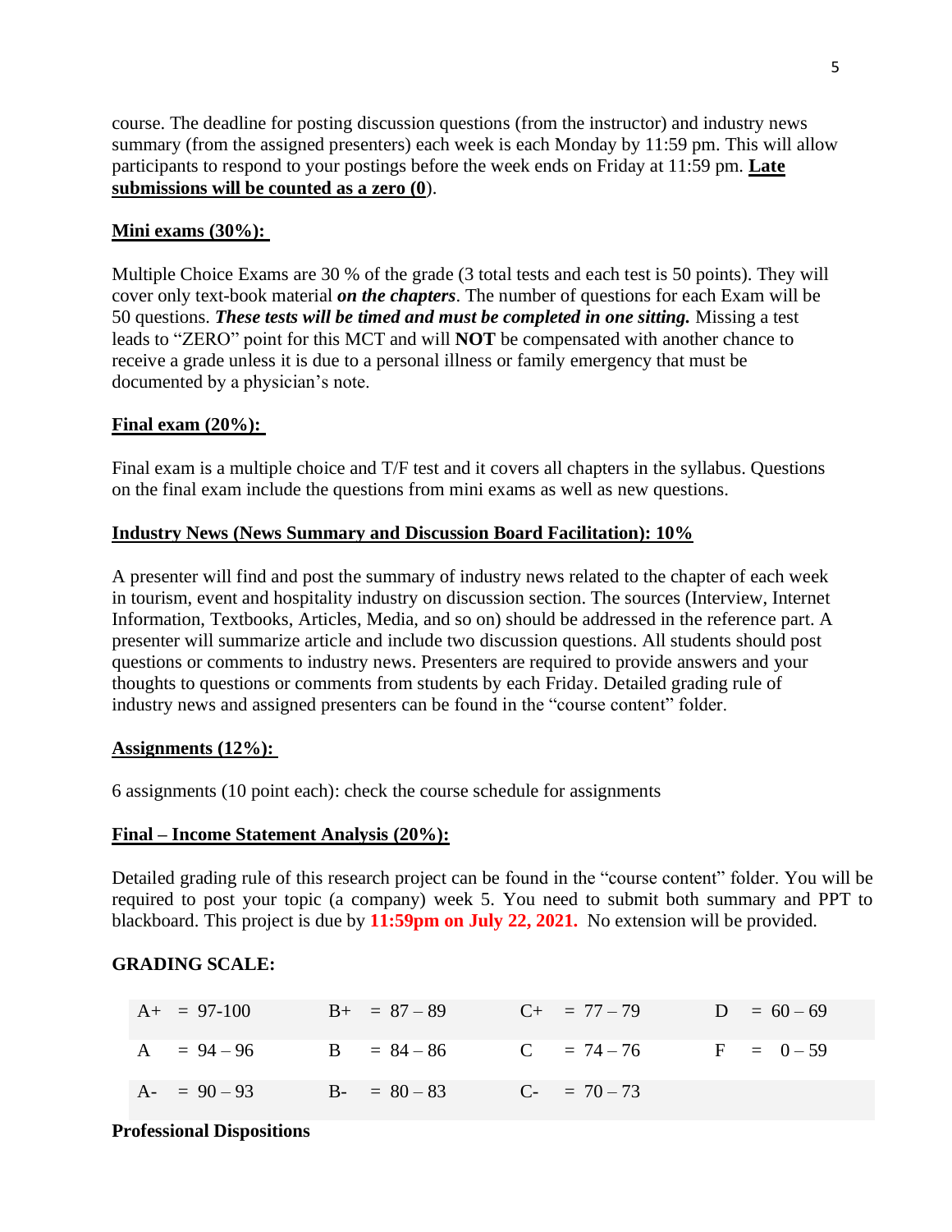course. The deadline for posting discussion questions (from the instructor) and industry news summary (from the assigned presenters) each week is each Monday by 11:59 pm. This will allow participants to respond to your postings before the week ends on Friday at 11:59 pm. **Late submissions will be counted as a zero (0**).

**Mini exams (30%):**

Multiple Choice Exams are 30 % of the grade (3 total tests and each test is 50 points). They will cover only text-book material ***on the chapters***. The number of questions for each Exam will be 50 questions. ***These tests will be timed and must be completed in one sitting.*** Missing a test leads to "ZERO" point for this MCT and will **NOT** be compensated with another chance to receive a grade unless it is due to a personal illness or family emergency that must be documented by a physician's note.

**Final exam (20%):**

Final exam is a multiple choice and T/F test and it covers all chapters in the syllabus. Questions on the final exam include the questions from mini exams as well as new questions.

**Industry News (News Summary and Discussion Board Facilitation): 10%**

A presenter will find and post the summary of industry news related to the chapter of each week in tourism, event and hospitality industry on discussion section. The sources (Interview, Internet Information, Textbooks, Articles, Media, and so on) should be addressed in the reference part. A presenter will summarize article and include two discussion questions. All students should post questions or comments to industry news. Presenters are required to provide answers and your thoughts to questions or comments from students by each Friday. Detailed grading rule of industry news and assigned presenters can be found in the "course content" folder.

**Assignments (12%):**

6 assignments (10 point each): check the course schedule for assignments

**Final – Income Statement Analysis (20%):**

Detailed grading rule of this research project can be found in the "course content" folder. You will be required to post your topic (a company) week 5. You need to submit both summary and PPT to blackboard. This project is due by **11:59pm on July 22, 2021.** No extension will be provided.

**GRADING SCALE:**

| | | | |
|---|---|---|---|
| A+ = 97-100 | B+ = 87 – 89 | C+ = 77 – 79 | D = 60 – 69 |
| A = 94 – 96 | B = 84 – 86 | C = 74 – 76 | F = 0 – 59 |
| A- = 90 – 93 | B- = 80 – 83 | C- = 70 – 73 | |

**Professional Dispositions**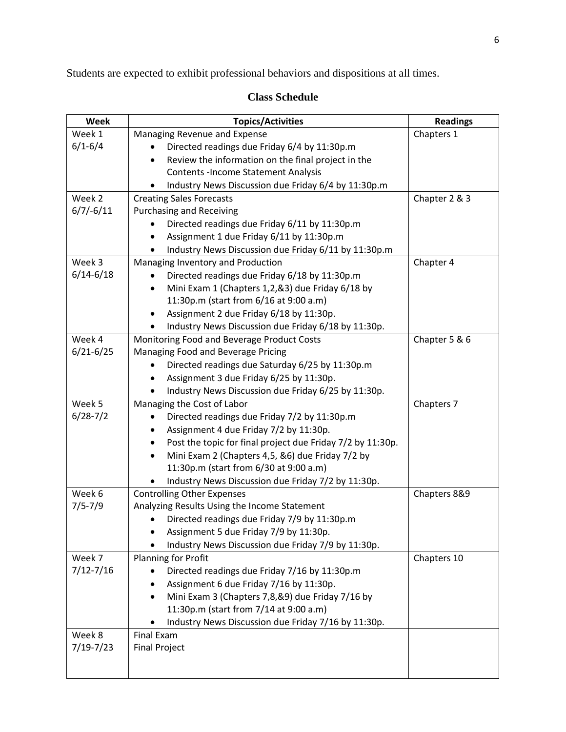Students are expected to exhibit professional behaviors and dispositions at all times.

## Class Schedule

| Week | Topics/Activities | Readings |
| --- | --- | --- |
| Week 1<br>6/1-6/4 | Managing Revenue and Expense<br>• Directed readings due Friday 6/4 by 11:30p.m<br>• Review the information on the final project in the Contents -Income Statement Analysis<br>• Industry News Discussion due Friday 6/4 by 11:30p.m | Chapters 1 |
| Week 2<br>6/7/-6/11 | Creating Sales Forecasts<br>Purchasing and Receiving<br>• Directed readings due Friday 6/11 by 11:30p.m<br>• Assignment 1 due Friday 6/11 by 11:30p.m<br>• Industry News Discussion due Friday 6/11 by 11:30p.m | Chapter 2 & 3 |
| Week 3<br>6/14-6/18 | Managing Inventory and Production<br>• Directed readings due Friday 6/18 by 11:30p.m<br>• Mini Exam 1 (Chapters 1,2,&3) due Friday 6/18 by 11:30p.m (start from 6/16 at 9:00 a.m)<br>• Assignment 2 due Friday 6/18 by 11:30p.<br>• Industry News Discussion due Friday 6/18 by 11:30p. | Chapter 4 |
| Week 4<br>6/21-6/25 | Monitoring Food and Beverage Product Costs<br>Managing Food and Beverage Pricing<br>• Directed readings due Saturday 6/25 by 11:30p.m<br>• Assignment 3 due Friday 6/25 by 11:30p.<br>• Industry News Discussion due Friday 6/25 by 11:30p. | Chapter 5 & 6 |
| Week 5<br>6/28-7/2 | Managing the Cost of Labor<br>• Directed readings due Friday 7/2 by 11:30p.m<br>• Assignment 4 due Friday 7/2 by 11:30p.<br>• Post the topic for final project due Friday 7/2 by 11:30p.<br>• Mini Exam 2 (Chapters 4,5, &6) due Friday 7/2 by 11:30p.m (start from 6/30 at 9:00 a.m)<br>• Industry News Discussion due Friday 7/2 by 11:30p. | Chapters 7 |
| Week 6<br>7/5-7/9 | Controlling Other Expenses<br>Analyzing Results Using the Income Statement<br>• Directed readings due Friday 7/9 by 11:30p.m<br>• Assignment 5 due Friday 7/9 by 11:30p.<br>• Industry News Discussion due Friday 7/9 by 11:30p. | Chapters 8&9 |
| Week 7<br>7/12-7/16 | Planning for Profit<br>• Directed readings due Friday 7/16 by 11:30p.m<br>• Assignment 6 due Friday 7/16 by 11:30p.<br>• Mini Exam 3 (Chapters 7,8,&9) due Friday 7/16 by 11:30p.m (start from 7/14 at 9:00 a.m)<br>• Industry News Discussion due Friday 7/16 by 11:30p. | Chapters 10 |
| Week 8<br>7/19-7/23 | Final Exam<br>Final Project | |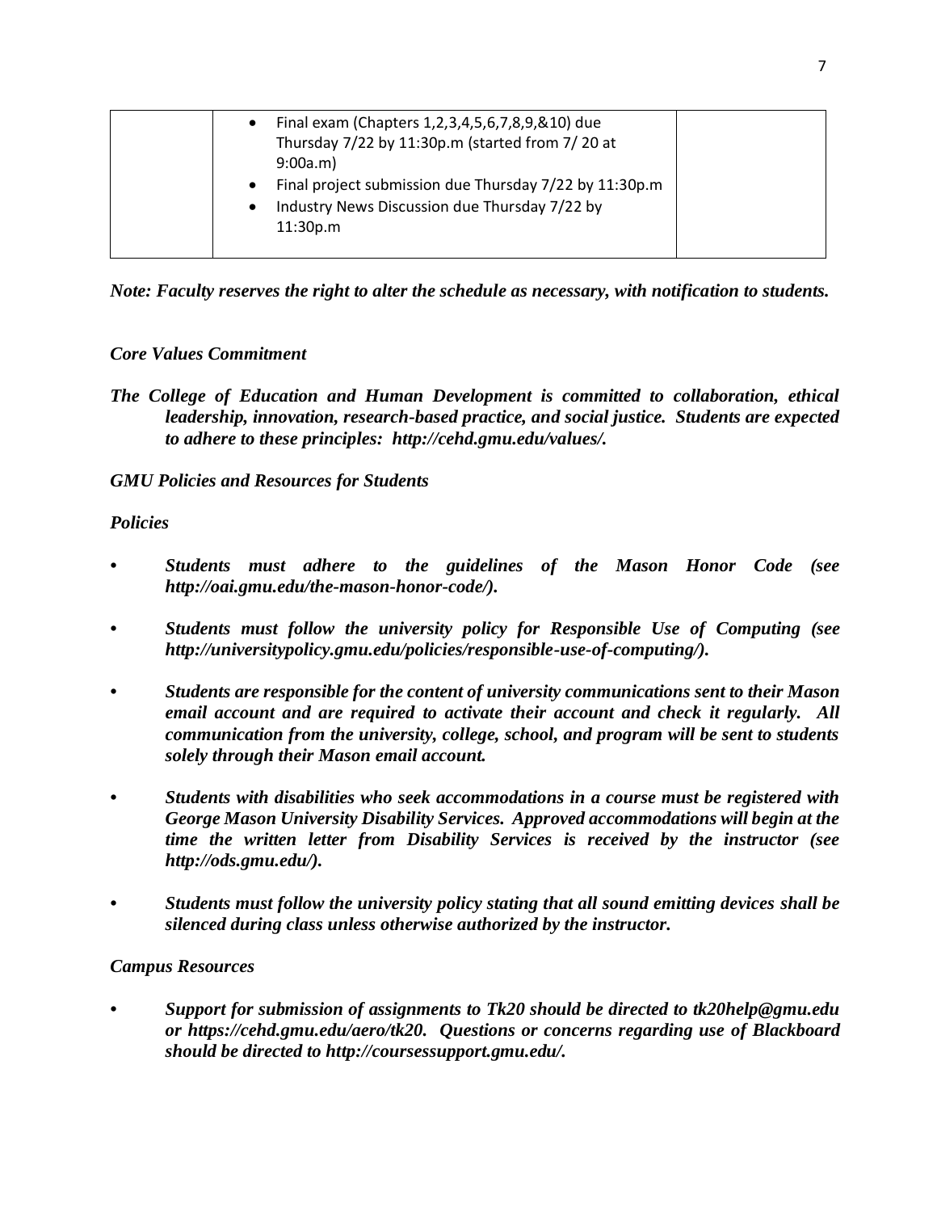|  | <ul><li>Final exam (Chapters 1,2,3,4,5,6,7,8,9,&10) due Thursday 7/22 by 11:30p.m (started from 7/ 20 at 9:00a.m)</li><li>Final project submission due Thursday 7/22 by 11:30p.m</li><li>Industry News Discussion due Thursday 7/22 by 11:30p.m</li></ul> |  |
|---|---|---|

***Note: Faculty reserves the right to alter the schedule as necessary, with notification to students.***

***Core Values Commitment***

***The College of Education and Human Development is committed to collaboration, ethical leadership, innovation, research-based practice, and social justice. Students are expected to adhere to these principles: http://cehd.gmu.edu/values/.***

***GMU Policies and Resources for Students***

***Policies***

- ***Students must adhere to the guidelines of the Mason Honor Code (see http://oai.gmu.edu/the-mason-honor-code/).***
- ***Students must follow the university policy for Responsible Use of Computing (see http://universitypolicy.gmu.edu/policies/responsible-use-of-computing/).***
- ***Students are responsible for the content of university communications sent to their Mason email account and are required to activate their account and check it regularly. All communication from the university, college, school, and program will be sent to students solely through their Mason email account.***
- ***Students with disabilities who seek accommodations in a course must be registered with George Mason University Disability Services. Approved accommodations will begin at the time the written letter from Disability Services is received by the instructor (see http://ods.gmu.edu/).***
- ***Students must follow the university policy stating that all sound emitting devices shall be silenced during class unless otherwise authorized by the instructor.***

***Campus Resources***

- ***Support for submission of assignments to Tk20 should be directed to tk20help@gmu.edu or https://cehd.gmu.edu/aero/tk20. Questions or concerns regarding use of Blackboard should be directed to http://coursessupport.gmu.edu/.***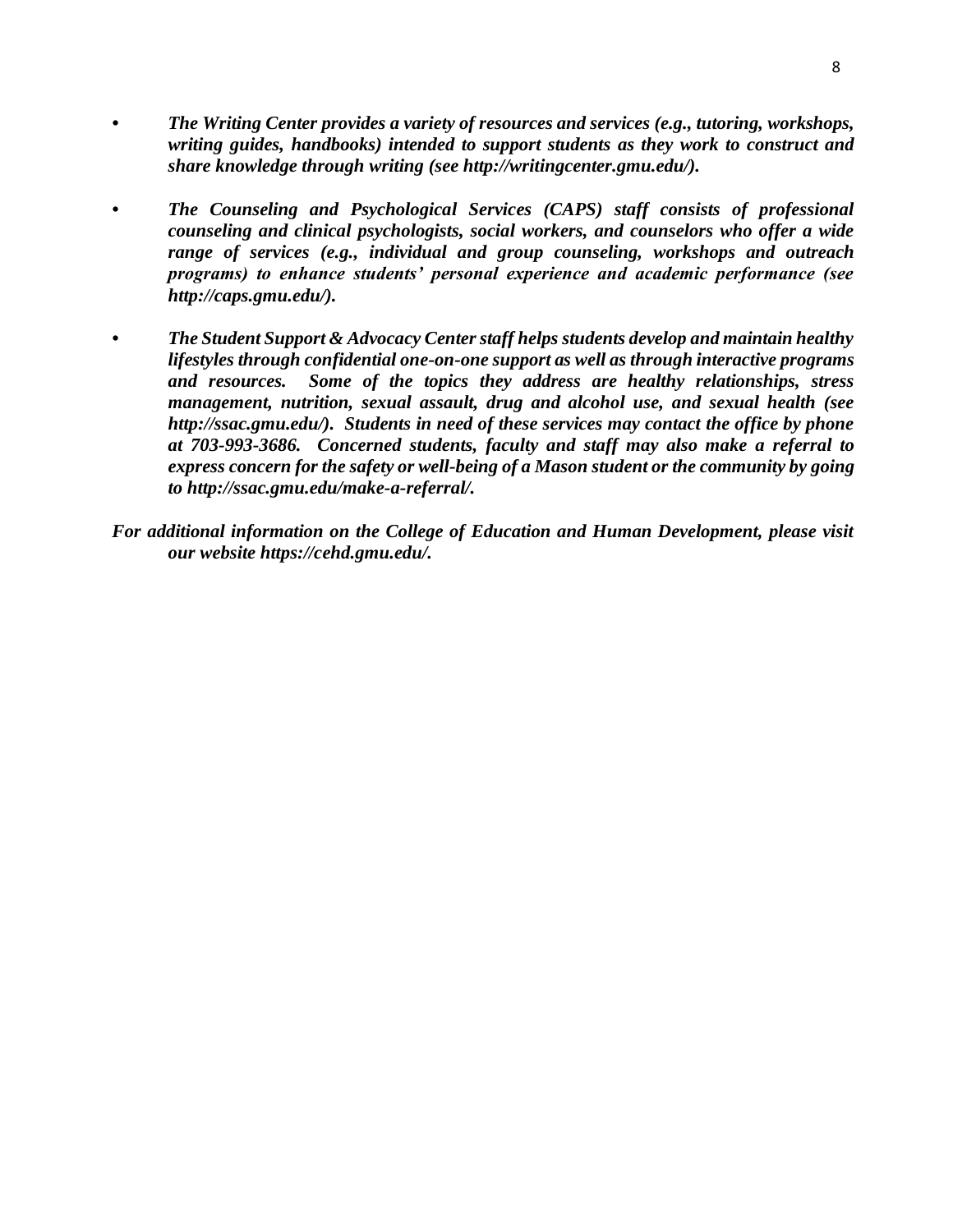- ***The Writing Center provides a variety of resources and services (e.g., tutoring, workshops, writing guides, handbooks) intended to support students as they work to construct and share knowledge through writing (see http://writingcenter.gmu.edu/).***

- ***The Counseling and Psychological Services (CAPS) staff consists of professional counseling and clinical psychologists, social workers, and counselors who offer a wide range of services (e.g., individual and group counseling, workshops and outreach programs) to enhance students' personal experience and academic performance (see http://caps.gmu.edu/).***

- ***The Student Support & Advocacy Center staff helps students develop and maintain healthy lifestyles through confidential one-on-one support as well as through interactive programs and resources. Some of the topics they address are healthy relationships, stress management, nutrition, sexual assault, drug and alcohol use, and sexual health (see http://ssac.gmu.edu/). Students in need of these services may contact the office by phone at 703-993-3686. Concerned students, faculty and staff may also make a referral to express concern for the safety or well-being of a Mason student or the community by going to http://ssac.gmu.edu/make-a-referral/.***

***For additional information on the College of Education and Human Development, please visit our website https://cehd.gmu.edu/.***